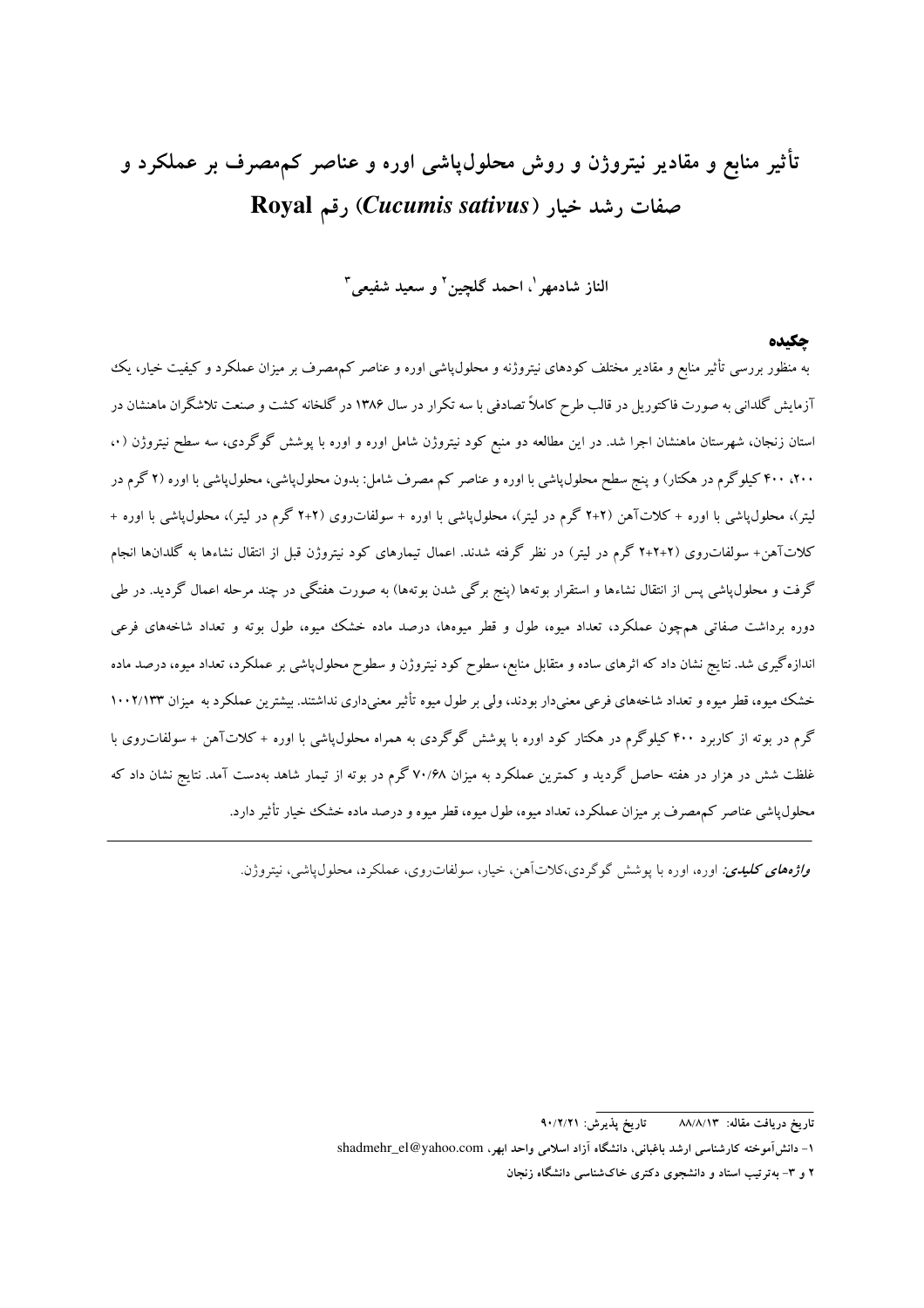# تأثیر منابع و مقادیر نیتروژن و روش محلول‌پاشی اوره و عناصر کم‌مصرف بر عملکرد و صفات رشد خیار (*Cucumis sativus*) رقم Royal

**الناز شادمهر[1]، احمد گلچین[2] و سعید شفیعی[3]**

## چکیده

به منظور بررسی تأثیر منابع و مقادیر مختلف کودهای نیتروژنه و محلول‌پاشی اوره و عناصر کم‌مصرف بر میزان عملکرد و کیفیت خیار، یک آزمایش گلدانی به صورت فاکتوریل در قالب طرح کاملاً تصادفی با سه تکرار در سال ۱۳۸۶ در گلخانه کشت و صنعت تلاشگران ماهنشان در استان زنجان، شهرستان ماهنشان اجرا شد. در این مطالعه دو منبع کود نیتروژن شامل اوره و اوره با پوشش گوگردی، سه سطح نیتروژن (۰، ۲۰۰، ۴۰۰ کیلوگرم در هکتار) و پنج سطح محلول‌پاشی با اوره و عناصر کم مصرف شامل: بدون محلول‌پاشی، محلول‌پاشی با اوره (۲ گرم در لیتر)، محلول‌پاشی با اوره + کلات‌آهن (۲+۲ گرم در لیتر)، محلول‌پاشی با اوره + سولفات‌روی (۲+۲ گرم در لیتر)، محلول‌پاشی با اوره + کلات‌آهن+ سولفات‌روی (۲+۲+۲ گرم در لیتر) در نظر گرفته شدند. اعمال تیمارهای کود نیتروژن قبل از انتقال نشاءها به گلدان‌ها انجام گرفت و محلول‌پاشی پس از انتقال نشاءها و استقرار بوته‌ها (پنج برگی شدن بوته‌ها) به صورت هفتگی در چند مرحله اعمال گردید. در طی دوره برداشت صفاتی هم‌چون عملکرد، تعداد میوه، طول و قطر میوه‌ها، درصد ماده خشک میوه، طول بوته و تعداد شاخه‌های فرعی اندازه‌گیری شد. نتایج نشان داد که اثرهای ساده و متقابل منابع، سطوح کود نیتروژن و سطوح محلول‌پاشی بر عملکرد، تعداد میوه، درصد ماده خشک میوه، قطر میوه و تعداد شاخه‌های فرعی معنی‌دار بودند، ولی بر طول میوه تأثیر معنی‌داری نداشتند. بیشترین عملکرد به میزان ۱۰۰۲/۱۳۳ گرم در بوته از کاربرد ۴۰۰ کیلوگرم در هکتار کود اوره با پوشش گوگردی به همراه محلول‌پاشی با اوره + کلات‌آهن + سولفات‌روی با غلظت شش در هزار در هفته حاصل گردید و کمترین عملکرد به میزان ۷۰/۶۸ گرم در بوته از تیمار شاهد به‌دست آمد. نتایج نشان داد که محلول‌پاشی عناصر کم‌مصرف بر میزان عملکرد، تعداد میوه، طول میوه، قطر میوه و درصد ماده خشک خیار تأثیر دارد.

***واژه‌های کلیدی:*** اوره، اوره با پوشش گوگردی،کلات‌آهن، خیار، سولفات‌روی، عملکرد، محلول‌پاشی، نیتروژن.

---

تاریخ دریافت مقاله: ۸۸/۸/۱۳     تاریخ پذیرش: ۹۰/۲/۲۱

۱- دانش‌آموخته کارشناسی ارشد باغبانی، دانشگاه آزاد اسلامی واحد ابهر، shadmehr_el@yahoo.com

۲ و ۳- به‌ترتیب استاد و دانشجوی دکتری خاک‌شناسی دانشگاه زنجان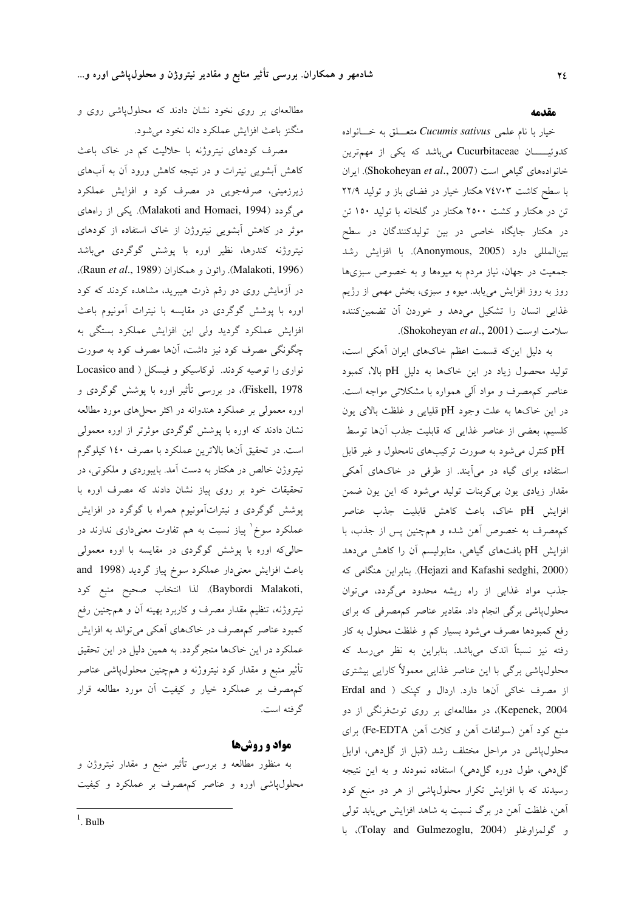## مقدمه

خیار با نام علمی *Cucumis sativus* متعلق به خانواده کدوئیان Cucurbitaceae می‌باشد که یکی از مهم‌ترین خانواده‌های گیاهی است (Shokoheyan *et al*., 2007). ایران با سطح کاشت ۷۴۷۰۳ هکتار خیار در فضای باز و تولید ۲۲/۹ تن در هکتار و کشت ۲۵۰۰ هکتار در گلخانه با تولید ۱۵۰ تن در هکتار جایگاه خاصی در بین تولیدکنندگان در سطح بین‌المللی دارد (Anonymous, 2005). با افزایش رشد جمعیت در جهان، نیاز مردم به میوه‌ها و به خصوص سبزی‌ها روز به روز افزایش می‌یابد. میوه و سبزی، بخش مهمی از رژیم غذایی انسان را تشکیل می‌دهد و خوردن آن تضمین‌کننده سلامت اوست (Shokoheyan *et al*., 2001).

به دلیل این‌که قسمت اعظم خاک‌های ایران آهکی است، تولید محصول زیاد در این خاک‌ها به دلیل pH بالا، کمبود عناصر کم‌مصرف و مواد آلی همواره با مشکلاتی مواجه است. در این خاک‌ها به علت وجود pH قلیایی و غلظت بالای یون کلسیم، بعضی از عناصر غذایی که قابلیت جذب آن‌ها توسط pH کنترل می‌شود به صورت ترکیب‌های نامحلول و غیر قابل استفاده برای گیاه در می‌آیند. از طرفی در خاک‌های آهکی مقدار زیادی یون بی‌کربنات تولید می‌شود که این یون ضمن افزایش pH خاک، باعث کاهش قابلیت جذب عناصر کم‌مصرف به خصوص آهن شده و هم‌چنین پس از جذب، با افزایش pH بافت‌های گیاهی، متابولیسم آن را کاهش می‌دهد (Hejazi and Kafashi sedghi, 2000). بنابراین هنگامی که جذب مواد غذایی از راه ریشه محدود می‌گردد، می‌توان محلول‌پاشی برگی انجام داد. مقادیر عناصر کم‌مصرفی که برای رفع کمبودها مصرف می‌شود بسیار کم و غلظت محلول به کار رفته نیز نسبتاً اندک می‌باشد. بنابراین به نظر می‌رسد که محلول‌پاشی برگی با این عناصر غذایی معمولاً کارایی بیشتری از مصرف خاکی آن‌ها دارد. اردال و کپنک ( Erdal and Kepenek, 2004)، در مطالعه‌ای بر روی توت‌فرنگی از دو منبع کود آهن (سولفات آهن و کلات آهن Fe-EDTA) برای محلول‌پاشی در مراحل مختلف رشد (قبل از گل‌دهی، اوایل گل‌دهی، طول دوره گل‌دهی) استفاده نمودند و به این نتیجه رسیدند که با افزایش تکرار محلول‌پاشی از هر دو منبع کود آهن، غلظت آهن در برگ نسبت به شاهد افزایش می‌یابد تولی و گولمزاوغلو (Tolay and Gulmezoglu, 2004)، با مطالعه‌ای بر روی نخود نشان دادند که محلول‌پاشی روی و منگنز باعث افزایش عملکرد دانه نخود می‌شود.

مصرف کودهای نیتروژنه با حلالیت کم در خاک باعث کاهش آبشویی نیترات و در نتیجه کاهش ورود آن به آب‌های زیرزمینی، صرفه‌جویی در مصرف کود و افزایش عملکرد می‌گردد (Malakoti and Homaei, 1994). یکی از راه‌های موثر در کاهش آبشویی نیتروژن از خاک استفاده از کودهای نیتروژنه کندرها، نظیر اوره با پوشش گوگردی می‌باشد (Malakoti, 1996). رائون و همکاران (Raun *et al*., 1989)، در آزمایش روی دو رقم ذرت هیبرید، مشاهده کردند که کود اوره با پوشش گوگردی در مقایسه با نیترات آمونیوم باعث افزایش عملکرد گردید ولی این افزایش عملکرد بستگی به چگونگی مصرف کود نیز داشت، آن‌ها مصرف کود به صورت نواری را توصیه کردند. لوکاسیکو و فیسکل ( Locasico and Fiskell, 1978)، در بررسی تأثیر اوره با پوشش گوگردی و اوره معمولی بر عملکرد هندوانه در اکثر محل‌های مورد مطالعه نشان دادند که اوره با پوشش گوگردی موثرتر از اوره معمولی است. در تحقیق آن‌ها بالاترین عملکرد با مصرف ۱۴۰ کیلوگرم نیتروژن خالص در هکتار به دست آمد. بایبوردی و ملکوتی، در تحقیقات خود بر روی پیاز نشان دادند که مصرف اوره با پوشش گوگردی و نیترات‌آمونیوم همراه با گوگرد در افزایش عملکرد سوخ[1] پیاز نسبت به هم تفاوت معنی‌داری ندارند در حالی‌که اوره با پوشش گوگردی در مقایسه با اوره معمولی باعث افزایش معنی‌دار عملکرد سوخ پیاز گردید (Baybordi and Malakoti, 1998). لذا انتخاب صحیح منبع کود نیتروژنه، تنظیم مقدار مصرف و کاربرد بهینه آن و هم‌چنین رفع کمبود عناصر کم‌مصرف در خاک‌های آهکی می‌تواند به افزایش عملکرد در این خاک‌ها منجرگردد. به همین دلیل در این تحقیق تأثیر منبع و مقدار کود نیتروژنه و هم‌چنین محلول‌پاشی عناصر کم‌مصرف بر عملکرد خیار و کیفیت آن مورد مطالعه قرار گرفته است.

## مواد و روش‌ها

به منظور مطالعه و بررسی تأثیر منبع و مقدار نیتروژن و محلول‌پاشی اوره و عناصر کم‌مصرف بر عملکرد و کیفیت

---

[1]. Bulb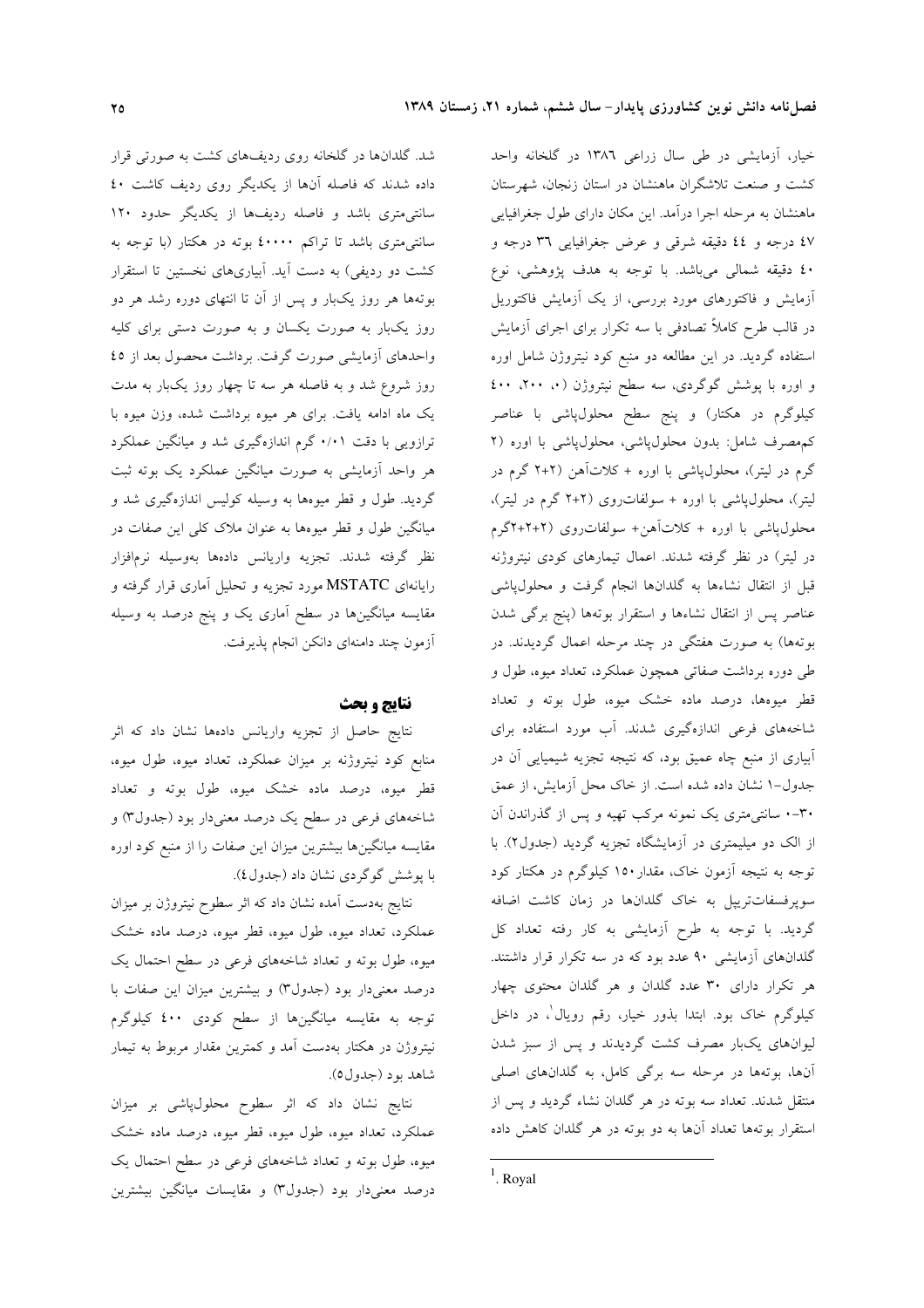خیار، آزمایشی در طی سال زراعی ١٣٨٦ در گلخانه واحد کشت و صنعت تلاشگران ماهنشان در استان زنجان، شهرستان ماهنشان به مرحله اجرا درآمد. این مکان دارای طول جغرافیایی ٤٧ درجه و ٤٤ دقیقه شرقی و عرض جغرافیایی ٣٦ درجه و ٤٠ دقیقه شمالی می‌باشد. با توجه به هدف پژوهشی، نوع آزمایش و فاکتورهای مورد بررسی، از یک آزمایش فاکتوریل در قالب طرح کاملاً تصادفی با سه تکرار برای اجرای آزمایش استفاده گردید. در این مطالعه دو منبع کود نیتروژن شامل اوره و اوره با پوشش گوگردی، سه سطح نیتروژن (٠، ٢٠٠، ٤٠٠ کیلوگرم در هکتار) و پنج سطح محلول‌پاشی با عناصر کم‌مصرف شامل: بدون محلول‌پاشی، محلول‌پاشی با اوره (٢ گرم در لیتر)، محلول‌پاشی با اوره + کلات‌آهن (٢+٢ گرم در لیتر)، محلول‌پاشی با اوره + سولفات‌روی (٢+٢ گرم در لیتر)، محلول‌پاشی با اوره + کلات‌آهن+ سولفات‌روی (٢+٢+٢گرم در لیتر) در نظر گرفته شدند. اعمال تیمارهای کودی نیتروژنه قبل از انتقال نشاءها به گلدان‌ها انجام گرفت و محلول‌پاشی عناصر پس از انتقال نشاءها و استقرار بوته‌ها (پنج برگی شدن بوته‌ها) به صورت هفتگی در چند مرحله اعمال گردیدند. در طی دوره برداشت صفاتی همچون عملکرد، تعداد میوه، طول و قطر میوه‌ها، درصد ماده خشک میوه، طول بوته و تعداد شاخه‌های فرعی اندازه‌گیری شدند. آب مورد استفاده برای آبیاری از منبع چاه عمیق بود، که نتیجه تجزیه شیمیایی آن در جدول-١ نشان داده شده است. از خاک محل آزمایش، از عمق ٠-٣٠ سانتی‌متری یک نمونه مرکب تهیه و پس از گذراندن آن از الک دو میلیمتری در آزمایشگاه تجزیه گردید (جدول٢). با توجه به نتیجه آزمون خاک، مقدار١٥٠ کیلوگرم در هکتار کود سوپرفسفات‌تریپل به خاک گلدان‌ها در زمان کاشت اضافه گردید. با توجه به طرح آزمایشی به کار رفته تعداد کل گلدان‌های آزمایشی ٩٠ عدد بود که در سه تکرار قرار داشتند. هر تکرار دارای ٣٠ عدد گلدان و هر گلدان محتوی چهار کیلوگرم خاک بود. ابتدا بذور خیار، رقم رویال[1]، در داخل لیوان‌های یک‌بار مصرف کشت گردیدند و پس از سبز شدن آن‌ها، بوته‌ها در مرحله سه برگی کامل، به گلدان‌های اصلی منتقل شدند. تعداد سه بوته در هر گلدان نشاء گردید و پس از استقرار بوته‌ها تعداد آن‌ها به دو بوته در هر گلدان کاهش داده شد. گلدان‌ها در گلخانه روی ردیف‌های کشت به صورتی قرار داده شدند که فاصله آن‌ها از یکدیگر روی ردیف کاشت ٤٠ سانتی‌متری باشد و فاصله ردیف‌ها از یکدیگر حدود ١٢٠ سانتی‌متری باشد تا تراکم ٤٠٠٠٠ بوته در هکتار (با توجه به کشت دو ردیفی) به دست آید. آبیاری‌های نخستین تا استقرار بوته‌ها هر روز یک‌بار و پس از آن تا انتهای دوره رشد هر دو روز یک‌بار به صورت یکسان و به صورت دستی برای کلیه واحدهای آزمایشی صورت گرفت. برداشت محصول بعد از ٤٥ روز شروع شد و به فاصله هر سه تا چهار روز یک‌بار به مدت یک ماه ادامه یافت. برای هر میوه برداشت شده، وزن میوه با ترازویی با دقت ٠/٠١ گرم اندازه‌گیری شد و میانگین عملکرد هر واحد آزمایشی به صورت میانگین عملکرد یک بوته ثبت گردید. طول و قطر میوه‌ها به وسیله کولیس اندازه‌گیری شد و میانگین طول و قطر میوه‌ها به عنوان ملاک کلی این صفات در نظر گرفته شدند. تجزیه واریانس داده‌ها به‌وسیله نرم‌افزار رایانه‌ای MSTATC مورد تجزیه و تحلیل آماری قرار گرفته و مقایسه میانگین‌ها در سطح آماری یک و پنج درصد به وسیله آزمون چند دامنه‌ای دانکن انجام پذیرفت.

## نتایج و بحث

نتایج حاصل از تجزیه واریانس داده‌ها نشان داد که اثر منابع کود نیتروژنه بر میزان عملکرد، تعداد میوه، طول میوه، قطر میوه، درصد ماده خشک میوه، طول بوته و تعداد شاخه‌های فرعی در سطح یک درصد معنی‌دار بود (جدول٣) و مقایسه میانگین‌ها بیشترین میزان این صفات را از منبع کود اوره با پوشش گوگردی نشان داد (جدول٤).

نتایج به‌دست آمده نشان داد که اثر سطوح نیتروژن بر میزان عملکرد، تعداد میوه، طول میوه، قطر میوه، درصد ماده خشک میوه، طول بوته و تعداد شاخه‌های فرعی در سطح احتمال یک درصد معنی‌دار بود (جدول٣) و بیشترین میزان این صفات با توجه به مقایسه میانگین‌ها از سطح کودی ٤٠٠ کیلوگرم نیتروژن در هکتار به‌دست آمد و کمترین مقدار مربوط به تیمار شاهد بود (جدول٥).

نتایج نشان داد که اثر سطوح محلول‌پاشی بر میزان عملکرد، تعداد میوه، طول میوه، قطر میوه، درصد ماده خشک میوه، طول بوته و تعداد شاخه‌های فرعی در سطح احتمال یک درصد معنی‌دار بود (جدول٣) و مقایسات میانگین بیشترین

[1]. Royal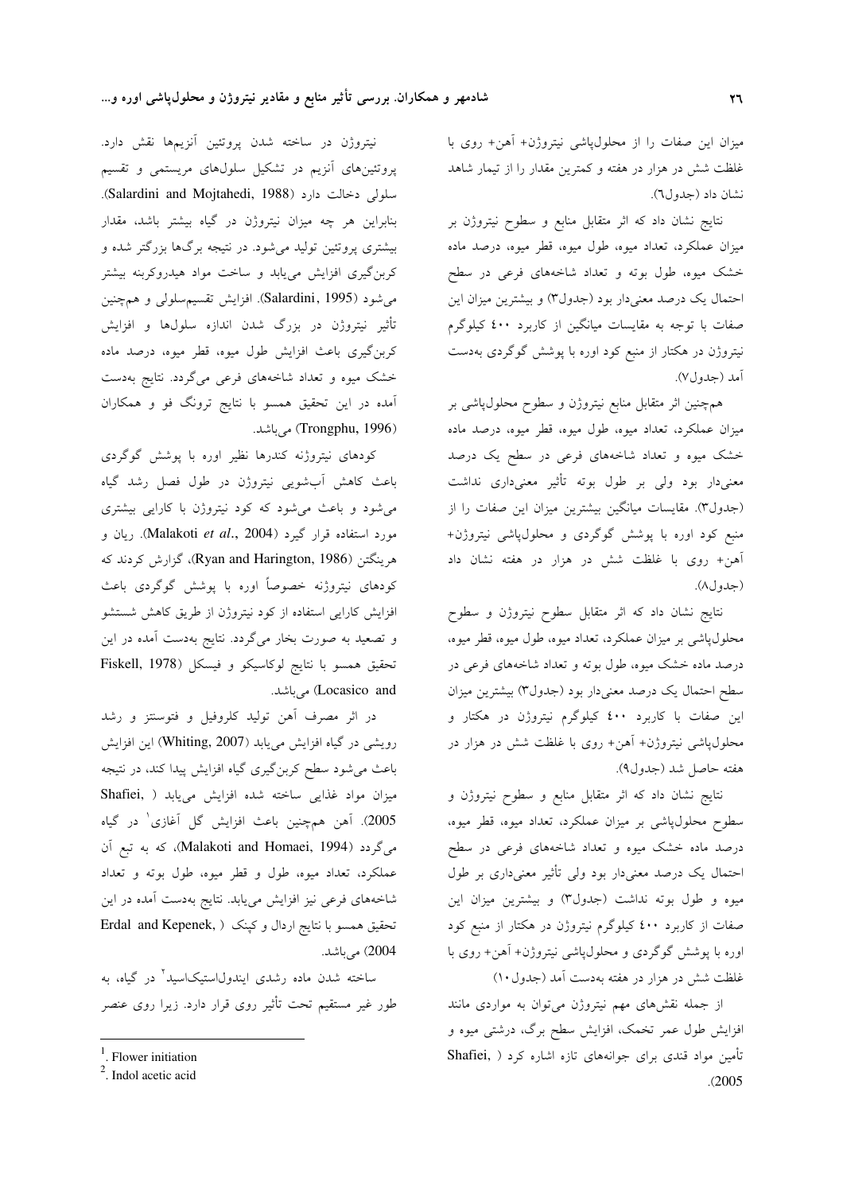میزان این صفات را از محلول‌پاشی نیتروژن+ آهن+ روی با غلظت شش در هزار در هفته و کمترین مقدار را از تیمار شاهد نشان داد (جدول٦).

نتایج نشان داد که اثر متقابل منابع و سطوح نیتروژن بر میزان عملکرد، تعداد میوه، طول میوه، قطر میوه، درصد ماده خشک میوه، طول بوته و تعداد شاخه‌های فرعی در سطح احتمال یک درصد معنی‌دار بود (جدول٣) و بیشترین میزان این صفات با توجه به مقایسات میانگین از کاربرد ٤٠٠ کیلوگرم نیتروژن در هکتار از منبع کود اوره با پوشش گوگردی به‌دست آمد (جدول٧).

همچنین اثر متقابل منابع نیتروژن و سطوح محلول‌پاشی بر میزان عملکرد، تعداد میوه، طول میوه، قطر میوه، درصد ماده خشک میوه و تعداد شاخه‌های فرعی در سطح یک درصد معنی‌دار بود ولی بر طول بوته تأثیر معنی‌داری نداشت (جدول٣). مقایسات میانگین بیشترین میزان این صفات را از منبع کود اوره با پوشش گوگردی و محلول‌پاشی نیتروژن+ آهن+ روی با غلظت شش در هزار در هفته نشان داد (جدول٨).

نتایج نشان داد که اثر متقابل سطوح نیتروژن و سطوح محلول‌پاشی بر میزان عملکرد، تعداد میوه، طول میوه، قطر میوه، درصد ماده خشک میوه، طول بوته و تعداد شاخه‌های فرعی در سطح احتمال یک درصد معنی‌دار بود (جدول٣) بیشترین میزان این صفات با کاربرد ٤٠٠ کیلوگرم نیتروژن در هکتار و محلول‌پاشی نیتروژن+ آهن+ روی با غلظت شش در هزار در هفته حاصل شد (جدول٩).

نتایج نشان داد که اثر متقابل منابع و سطوح نیتروژن و سطوح محلول‌پاشی بر میزان عملکرد، تعداد میوه، قطر میوه، درصد ماده خشک میوه و تعداد شاخه‌های فرعی در سطح احتمال یک درصد معنی‌دار بود ولی تأثیر معنی‌داری بر طول میوه و طول بوته نداشت (جدول٣) و بیشترین میزان این صفات از کاربرد ٤٠٠ کیلوگرم نیتروژن در هکتار از منبع کود اوره با پوشش گوگردی و محلول‌پاشی نیتروژن+ آهن+ روی با غلظت شش در هزار در هفته به‌دست آمد (جدول١٠)

از جمله نقش‌های مهم نیتروژن می‌توان به مواردی مانند افزایش طول عمر تخمک، افزایش سطح برگ، درشتی میوه و تأمین مواد قندی برای جوانه‌های تازه اشاره کرد (Shafiei, 2005).

نیتروژن در ساخته شدن پروتئین آنزیم‌ها نقش دارد. پروتئین‌های آنزیم در تشکیل سلول‌های مریستمی و تقسیم سلولی دخالت دارد (Salardini and Mojtahedi, 1988). بنابراین هر چه میزان نیتروژن در گیاه بیشتر باشد، مقدار بیشتری پروتئین تولید می‌شود. در نتیجه برگ‌ها بزرگتر شده و کربن‌گیری افزایش می‌یابد و ساخت مواد هیدروکربنه بیشتر می‌شود (Salardini, 1995). افزایش تقسیم‌سلولی و همچنین تأثیر نیتروژن در بزرگ شدن اندازه سلول‌ها و افزایش کربن‌گیری باعث افزایش طول میوه، قطر میوه، درصد ماده خشک میوه و تعداد شاخه‌های فرعی می‌گردد. نتایج به‌دست آمده در این تحقیق همسو با نتایج ترونگ فو و همکاران (Trongphu, 1996) می‌باشد.

کودهای نیتروژنه کندرها نظیر اوره با پوشش گوگردی باعث کاهش آب‌شویی نیتروژن در طول فصل رشد گیاه می‌شود و باعث می‌شود که کود نیتروژن با کارایی بیشتری مورد استفاده قرار گیرد (Malakoti *et al*., 2004). ریان و هرینگتن (Ryan and Harington, 1986)، گزارش کردند که کودهای نیتروژنه خصوصاً اوره با پوشش گوگردی باعث افزایش کارایی استفاده از کود نیتروژن از طریق کاهش شستشو و تصعید به صورت بخار می‌گردد. نتایج به‌دست آمده در این تحقیق همسو با نتایج لوکاسیکو و فیسکل (Locasico and Fiskell, 1978) می‌باشد.

در اثر مصرف آهن تولید کلروفیل و فتوسنتز و رشد رویشی در گیاه افزایش می‌یابد (Whiting, 2007) این افزایش باعث می‌شود سطح کربن‌گیری گیاه افزایش پیدا کند، در نتیجه میزان مواد غذایی ساخته شده افزایش می‌یابد (Shafiei, 2005). آهن همچنین باعث افزایش گل آغازی[1] در گیاه می‌گردد (Malakoti and Homaei, 1994)، که به تبع آن عملکرد، تعداد میوه، طول و قطر میوه، طول بوته و تعداد شاخه‌های فرعی نیز افزایش می‌یابد. نتایج به‌دست آمده در این تحقیق همسو با نتایج اردال و کپنک (Erdal and Kepenek, 2004) می‌باشد.

ساخته شدن ماده رشدی ایندول‌استیک‌اسید[2] در گیاه، به طور غیر مستقیم تحت تأثیر روی قرار دارد. زیرا روی عنصر

---

[1]. Flower initiation

[2]. Indol acetic acid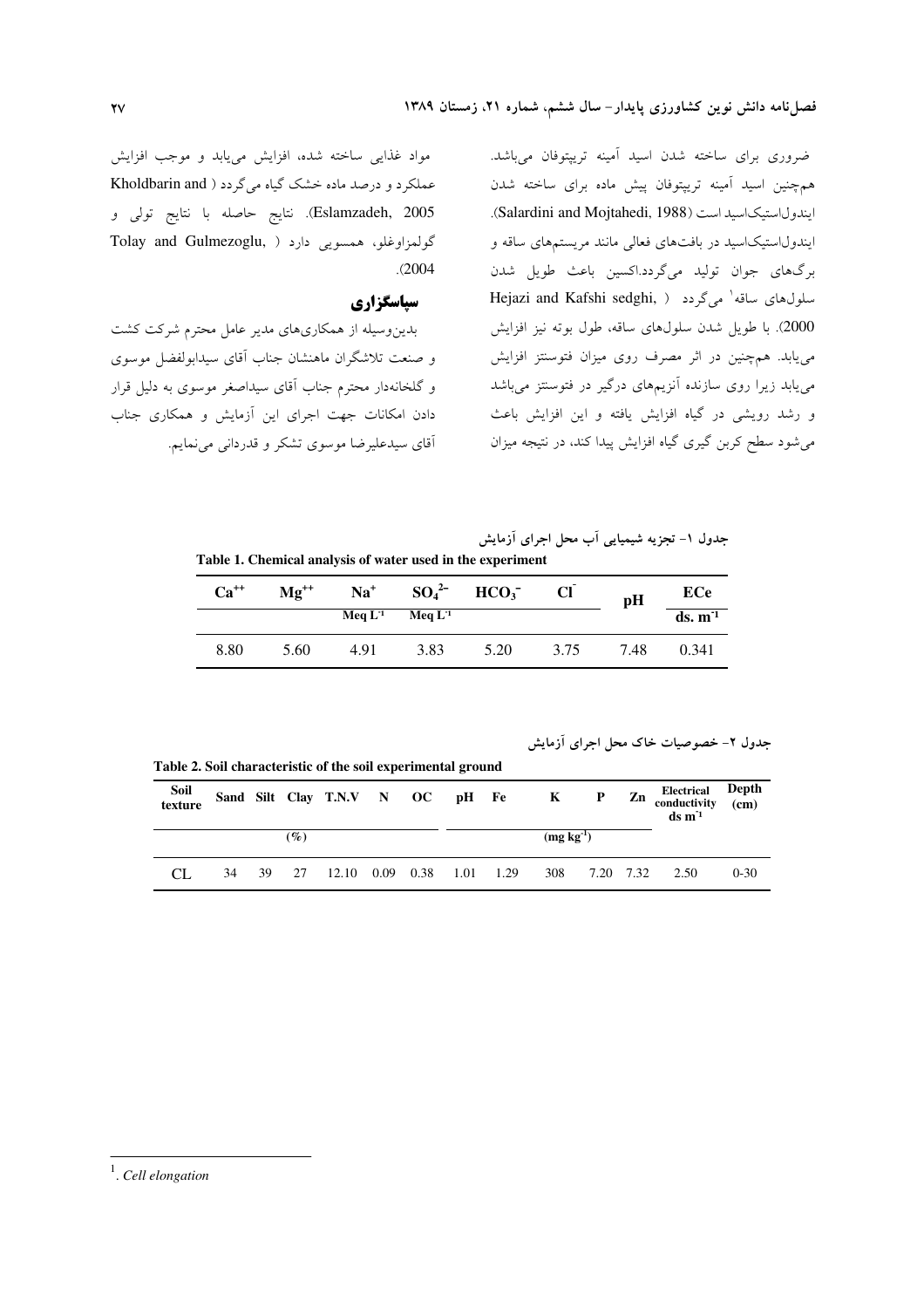ضروری برای ساخته شدن اسید آمینه تریپتوفان می‌باشد. همچنین اسید آمینه تریپتوفان پیش ماده برای ساخته شدن ایندول‌استیک‌اسید است (Salardini and Mojtahedi, 1988). ایندول‌استیک‌اسید در بافت‌های فعالی مانند مریستم‌های ساقه و برگ‌های جوان تولید می‌گردد.اکسین باعث طویل شدن سلول‌های ساقه[1] می‌گردد (Hejazi and Kafshi sedghi, 2000). با طویل شدن سلول‌های ساقه، طول بوته نیز افزایش می‌یابد. همچنین در اثر مصرف روی میزان فتوسنتز افزایش می‌یابد زیرا روی سازنده آنزیم‌های درگیر در فتوسنتز می‌باشد و رشد رویشی در گیاه افزایش یافته و این افزایش باعث می‌شود سطح کربن گیری گیاه افزایش پیدا کند، در نتیجه میزان مواد غذایی ساخته شده، افزایش می‌یابد و موجب افزایش عملکرد و درصد ماده خشک گیاه می‌گردد (Kholdbarin and Eslamzadeh, 2005). نتایج حاصله با نتایج تولی و گولمزاوغلو، همسویی دارد (Tolay and Gulmezoglu, 2004).

## سپاسگزاری

بدین‌وسیله از همکاری‌های مدیر عامل محترم شرکت کشت و صنعت تلاشگران ماهنشان جناب آقای سیدابولفضل موسوی و گلخانه‌دار محترم جناب آقای سیداصغر موسوی به دلیل قرار دادن امکانات جهت اجرای این آزمایش و همکاری جناب آقای سیدعلیرضا موسوی تشکر و قدردانی می‌نمایم.

جدول ۱- تجزیه شیمیایی آب محل اجرای آزمایش

Table 1. Chemical analysis of water used in the experiment

| $Ca^{++}$ | $Mg^{++}$ | $Na^{+}$ | $SO_4^{2-}$ | $HCO_3^{-}$ | $Cl^{-}$ | pH | ECe |
|---|---|---|---|---|---|---|---|
| | | Meq $L^{-1}$ | Meq $L^{-1}$ | | | | ds. $m^{-1}$ |
| 8.80 | 5.60 | 4.91 | 3.83 | 5.20 | 3.75 | 7.48 | 0.341 |

جدول ۲- خصوصیات خاک محل اجرای آزمایش

Table 2. Soil characteristic of the soil experimental ground

| Soil texture | Sand | Silt | Clay | T.N.V | N | OC | pH | Fe | K | P | Zn | Electrical conductivity ds $m^{-1}$ | Depth (cm) |
|---|---|---|---|---|---|---|---|---|---|---|---|---|---|
| | | (%) | | | | | | | (mg $kg^{-1}$) | | | | |
| CL | 34 | 39 | 27 | 12.10 | 0.09 | 0.38 | 1.01 | 1.29 | 308 | 7.20 | 7.32 | 2.50 | 0-30 |

[1]. *Cell elongation*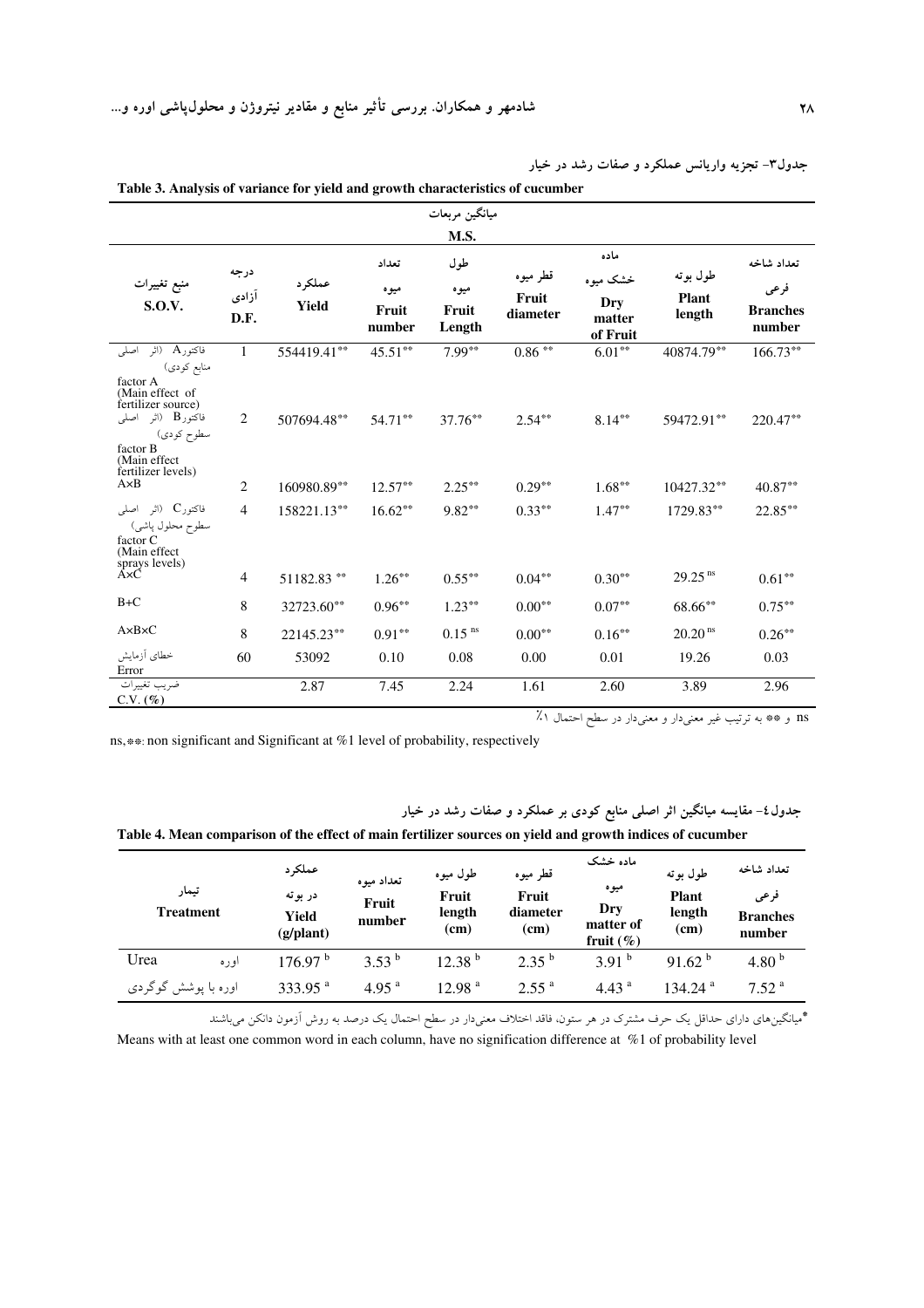جدول۳- تجزیه واریانس عملکرد و صفات رشد در خیار

**Table 3. Analysis of variance for yield and growth characteristics of cucumber**

| منبع تغییرات S.O.V. | درجه آزادی D.F. | میانگین مربعات M.S. | | | | | | |
|---|---|---|---|---|---|---|---|---|
| | | عملکرد Yield | تعداد میوه Fruit number | طول میوه Fruit Length | قطر میوه Fruit diameter | ماده خشک میوه Dry matter of Fruit | طول بوته Plant length | تعداد شاخه فرعی Branches number |
| فاکتور A (اثر اصلی منابع کودی) factor A (Main effect of fertilizer source) | 1 | 554419.41** | 45.51** | 7.99** | 0.86 ** | 6.01** | 40874.79** | 166.73** |
| فاکتور B (اثر اصلی سطوح کودی) factor B (Main effect fertilizer levels) | 2 | 507694.48** | 54.71** | 37.76** | 2.54** | 8.14** | 59472.91** | 220.47** |
| A×B | 2 | 160980.89** | 12.57** | 2.25** | 0.29** | 1.68** | 10427.32** | 40.87** |
| فاکتور C (اثر اصلی سطوح محلول پاشی) factor C (Main effect sprays levels) | 4 | 158221.13** | 16.62** | 9.82** | 0.33** | 1.47** | 1729.83** | 22.85** |
| A×C | 4 | 51182.83 ** | 1.26** | 0.55** | 0.04** | 0.30** | 29.25 ns | 0.61** |
| B+C | 8 | 32723.60** | 0.96** | 1.23** | 0.00** | 0.07** | 68.66** | 0.75** |
| A×B×C | 8 | 22145.23** | 0.91** | 0.15 ns | 0.00** | 0.16** | 20.20 ns | 0.26** |
| خطای آزمایش Error | 60 | 53092 | 0.10 | 0.08 | 0.00 | 0.01 | 19.26 | 0.03 |
| ضریب تغییرات C.V. (%) | | 2.87 | 7.45 | 2.24 | 1.61 | 2.60 | 3.89 | 2.96 |

ns و ** به ترتیب غیر معنی‌دار و معنی‌دار در سطح احتمال ۱٪

ns,**: non significant and Significant at %1 level of probability, respectively

جدول٤- مقایسه میانگین اثر اصلی منابع کودی بر عملکرد و صفات رشد در خیار

**Table 4. Mean comparison of the effect of main fertilizer sources on yield and growth indices of cucumber**

| تیمار Treatment | | عملکرد در بوته Yield (g/plant) | تعداد میوه Fruit number | طول میوه Fruit length (cm) | قطر میوه Fruit diameter (cm) | ماده خشک میوه Dry matter of fruit (%) | طول بوته Plant length (cm) | تعداد شاخه فرعی Branches number |
|---|---|---|---|---|---|---|---|---|
| Urea | اوره | 176.97 [b] | 3.53 [b] | 12.38 [b] | 2.35 [b] | 3.91 [b] | 91.62 [b] | 4.80 [b] |
| | اوره با پوشش گوگردی | 333.95 [a] | 4.95 [a] | 12.98 [a] | 2.55 [a] | 4.43 [a] | 134.24 [a] | 7.52 [a] |

*میانگین‌های دارای حداقل یک حرف مشترک در هر ستون، فاقد اختلاف معنی‌دار در سطح احتمال یک درصد به روش آزمون دانکن می‌باشند

Means with at least one common word in each column, have no signification difference at %1 of probability level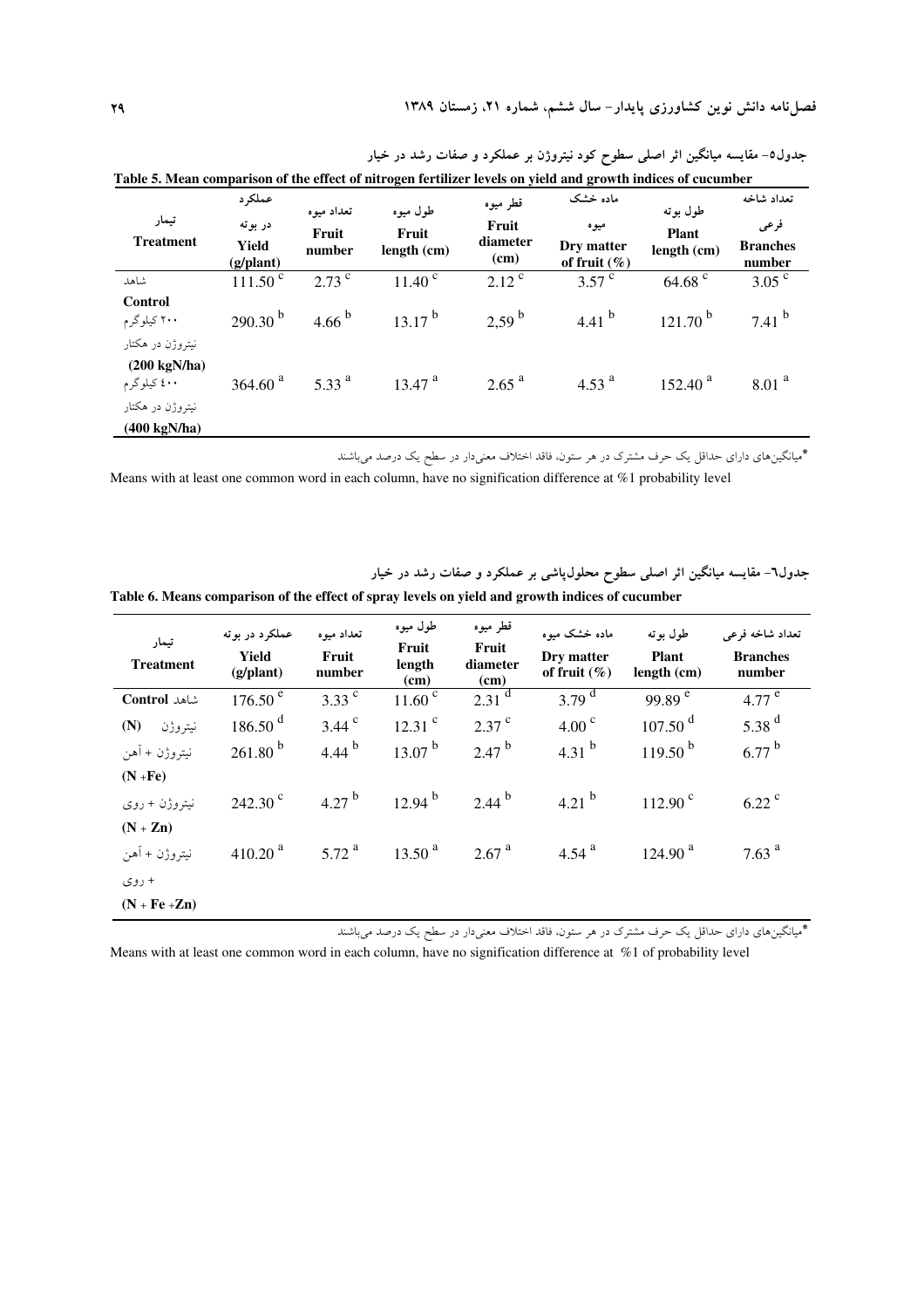جدول۵- مقایسه میانگین اثر اصلی سطوح کود نیتروژن بر عملکرد و صفات رشد در خیار

**Table 5. Mean comparison of the effect of nitrogen fertilizer levels on yield and growth indices of cucumber**

| تیمار **Treatment** | عملکرد در بوته **Yield (g/plant)** | تعداد میوه **Fruit number** | طول میوه **Fruit length (cm)** | قطر میوه **Fruit diameter (cm)** | ماده خشک میوه **Dry matter of fruit (%)** | طول بوته **Plant length (cm)** | تعداد شاخه فرعی **Branches number** |
|---|---|---|---|---|---|---|---|
| شاهد **Control** | 111.50 [c] | 2.73 [c] | 11.40 [c] | 2.12 [c] | 3.57 [c] | 64.68 [c] | 3.05 [c] |
| ۲۰۰ کیلوگرم نیتروژن در هکتار **(200 kgN/ha)** | 290.30 [b] | 4.66 [b] | 13.17 [b] | 2,59 [b] | 4.41 [b] | 121.70 [b] | 7.41 [b] |
| ٤۰۰ کیلوگرم نیتروژن در هکتار **(400 kgN/ha)** | 364.60 [a] | 5.33 [a] | 13.47 [a] | 2.65 [a] | 4.53 [a] | 152.40 [a] | 8.01 [a] |

*میانگین‌های دارای حداقل یک حرف مشترک در هر ستون، فاقد اختلاف معنی‌دار در سطح یک درصد می‌باشند

Means with at least one common word in each column, have no signification difference at %1 probability level

جدول٦- مقایسه میانگین اثر اصلی سطوح محلول‌پاشی بر عملکرد و صفات رشد در خیار

**Table 6. Means comparison of the effect of spray levels on yield and growth indices of cucumber**

| تیمار **Treatment** | عملکرد در بوته **Yield (g/plant)** | تعداد میوه **Fruit number** | طول میوه **Fruit length (cm)** | قطر میوه **Fruit diameter (cm)** | ماده خشک میوه **Dry matter of fruit (%)** | طول بوته **Plant length (cm)** | تعداد شاخه فرعی **Branches number** |
|---|---|---|---|---|---|---|---|
| **Control** شاهد | 176.50 [e] | 3.33 [c] | 11.60 [c] | 2.31 [d] | 3.79 [d] | 99.89 [e] | 4.77 [e] |
| **(N)** نیتروژن | 186.50 [d] | 3.44 [c] | 12.31 [c] | 2.37 [c] | 4.00 [c] | 107.50 [d] | 5.38 [d] |
| نیتروژن + آهن **(N +Fe)** | 261.80 [b] | 4.44 [b] | 13.07 [b] | 2.47 [b] | 4.31 [b] | 119.50 [b] | 6.77 [b] |
| نیتروژن + روی **(N + Zn)** | 242.30 [c] | 4.27 [b] | 12.94 [b] | 2.44 [b] | 4.21 [b] | 112.90 [c] | 6.22 [c] |
| نیتروژن + آهن + روی **(N + Fe +Zn)** | 410.20 [a] | 5.72 [a] | 13.50 [a] | 2.67 [a] | 4.54 [a] | 124.90 [a] | 7.63 [a] |

*میانگین‌های دارای حداقل یک حرف مشترک در هر ستون، فاقد اختلاف معنی‌دار در سطح یک درصد می‌باشند

Means with at least one common word in each column, have no signification difference at %1 of probability level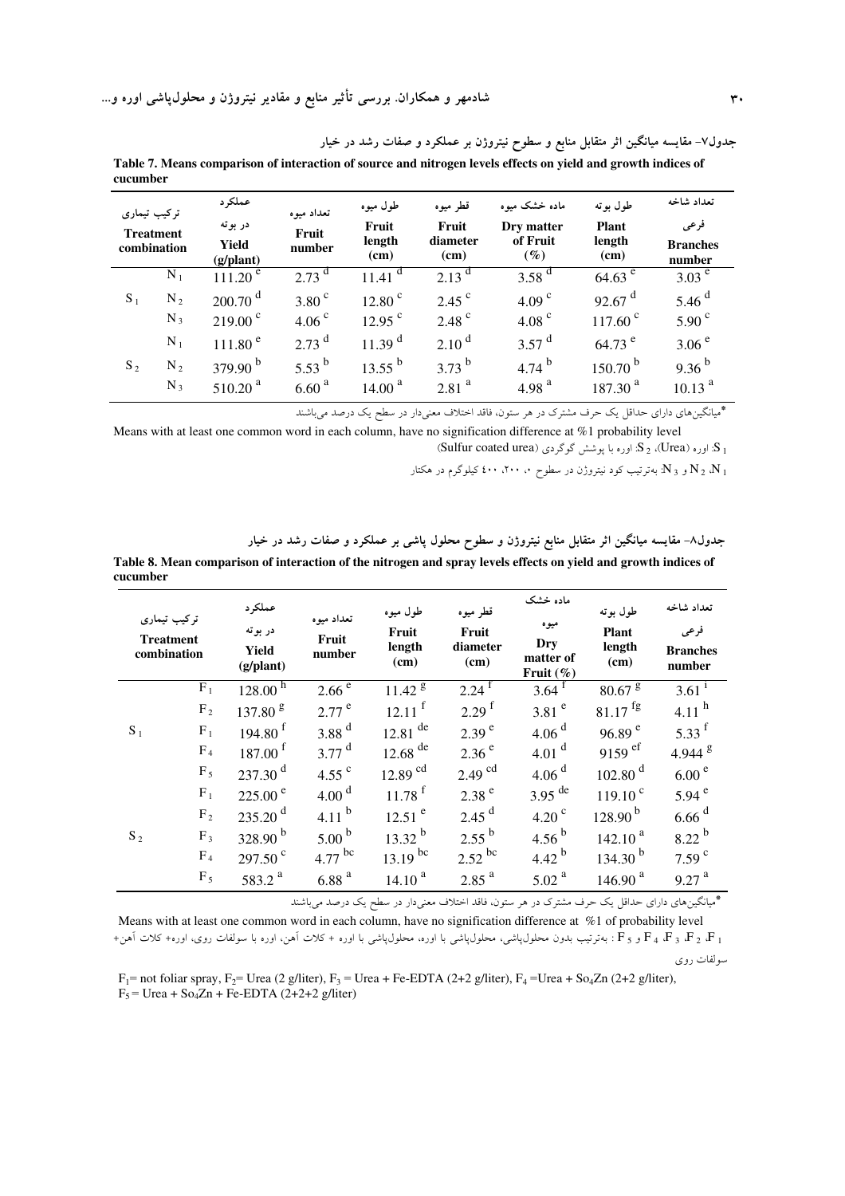جدول۷- مقایسه میانگین اثر متقابل منابع و سطوح نیتروژن بر عملکرد و صفات رشد در خیار

**Table 7. Means comparison of interaction of source and nitrogen levels effects on yield and growth indices of cucumber**

| ترکیب تیماری Treatment combination | | عملکرد در بوته Yield (g/plant) | تعداد میوه Fruit number | طول میوه Fruit length (cm) | قطر میوه Fruit diameter (cm) | ماده خشک میوه Dry matter of Fruit (%) | طول بوته Plant length (cm) | تعداد شاخه فرعی Branches number |
|---|---|---|---|---|---|---|---|---|
| $S_1$ | $N_1$ | 111.20 [e] | 2.73 [d] | 11.41 [d] | 2.13 [d] | 3.58 [d] | 64.63 [e] | 3.03 [e] |
| | $N_2$ | 200.70 [d] | 3.80 [c] | 12.80 [c] | 2.45 [c] | 4.09 [c] | 92.67 [d] | 5.46 [d] |
| | $N_3$ | 219.00 [c] | 4.06 [c] | 12.95 [c] | 2.48 [c] | 4.08 [c] | 117.60 [c] | 5.90 [c] |
| $S_2$ | $N_1$ | 111.80 [e] | 2.73 [d] | 11.39 [d] | 2.10 [d] | 3.57 [d] | 64.73 [e] | 3.06 [e] |
| | $N_2$ | 379.90 [b] | 5.53 [b] | 13.55 [b] | 3.73 [b] | 4.74 [b] | 150.70 [b] | 9.36 [b] |
| | $N_3$ | 510.20 [a] | 6.60 [a] | 14.00 [a] | 2.81 [a] | 4.98 [a] | 187.30 [a] | 10.13 [a] |

*میانگین‌های دارای حداقل یک حرف مشترک در هر ستون، فاقد اختلاف معنی‌دار در سطح یک درصد می‌باشند

Means with at least one common word in each column, have no signification difference at %1 probability level

$S_1$: اوره (Urea)، $S_2$: اوره با پوشش گوگردی (Sulfur coated urea)

$N_1$، $N_2$ و $N_3$: به‌ترتیب کود نیتروژن در سطوح ۰، ۲۰۰، ۴۰۰ کیلوگرم در هکتار

جدول۸- مقایسه میانگین اثر متقابل منابع نیتروژن و سطوح محلول پاشی بر عملکرد و صفات رشد در خیار

**Table 8. Mean comparison of interaction of the nitrogen and spray levels effects on yield and growth indices of cucumber**

| ترکیب تیماری Treatment combination | | عملکرد در بوته Yield (g/plant) | تعداد میوه Fruit number | طول میوه Fruit length (cm) | قطر میوه Fruit diameter (cm) | ماده خشک میوه Dry matter of Fruit (%) | طول بوته Plant length (cm) | تعداد شاخه فرعی Branches number |
|---|---|---|---|---|---|---|---|---|
| $S_1$ | $F_1$ | 128.00 [h] | 2.66 [e] | 11.42 [g] | 2.24 [f] | 3.64 [f] | 80.67 [g] | 3.61 [i] |
| | $F_2$ | 137.80 [g] | 2.77 [e] | 12.11 [f] | 2.29 [f] | 3.81 [e] | 81.17 [fg] | 4.11 [h] |
| | $F_1$ | 194.80 [f] | 3.88 [d] | 12.81 [de] | 2.39 [e] | 4.06 [d] | 96.89 [e] | 5.33 [f] |
| | $F_4$ | 187.00 [f] | 3.77 [d] | 12.68 [de] | 2.36 [e] | 4.01 [d] | 9159 [ef] | 4.944 [g] |
| | $F_5$ | 237.30 [d] | 4.55 [c] | 12.89 [cd] | 2.49 [cd] | 4.06 [d] | 102.80 [d] | 6.00 [e] |
| $S_2$ | $F_1$ | 225.00 [e] | 4.00 [d] | 11.78 [f] | 2.38 [e] | 3.95 [de] | 119.10 [c] | 5.94 [e] |
| | $F_2$ | 235.20 [d] | 4.11 [b] | 12.51 [e] | 2.45 [d] | 4.20 [c] | 128.90 [b] | 6.66 [d] |
| | $F_3$ | 328.90 [b] | 5.00 [b] | 13.32 [b] | 2.55 [b] | 4.56 [b] | 142.10 [a] | 8.22 [b] |
| | $F_4$ | 297.50 [c] | 4.77 [bc] | 13.19 [bc] | 2.52 [bc] | 4.42 [b] | 134.30 [b] | 7.59 [c] |
| | $F_5$ | 583.2 [a] | 6.88 [a] | 14.10 [a] | 2.85 [a] | 5.02 [a] | 146.90 [a] | 9.27 [a] |

*میانگین‌های دارای حداقل یک حرف مشترک در هر ستون، فاقد اختلاف معنی‌دار در سطح یک درصد می‌باشند

Means with at least one common word in each column, have no signification difference at %1 probability level

$F_1$، $F_2$، $F_3$، $F_4$ و $F_5$ : به‌ترتیب بدون محلول‌پاشی، محلول‌پاشی با اوره، محلول‌پاشی با اوره + کلات آهن، اوره با سولفات روی، اوره+ کلات آهن+ سولفات روی

$F_1$= not foliar spray, $F_2$= Urea (2 g/liter), $F_3$ = Urea + Fe-EDTA (2+2 g/liter), $F_4$ =Urea + $So_4Zn$ (2+2 g/liter), $F_5$ = Urea + $So_4Zn$ + Fe-EDTA (2+2+2 g/liter)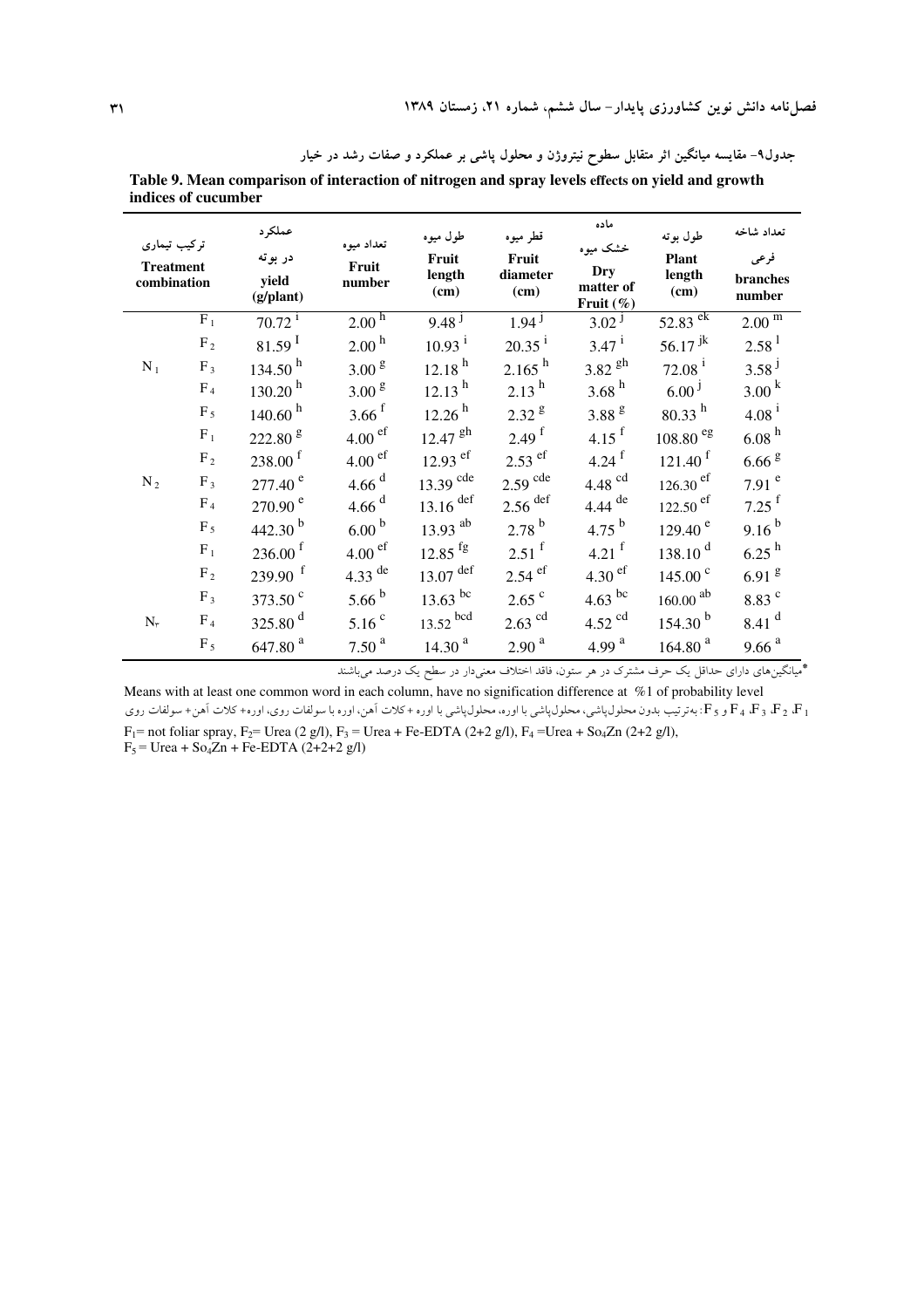جدول۹- مقایسه میانگین اثر متقابل سطوح نیتروژن و محلول پاشی بر عملکرد و صفات رشد در خیار

**Table 9. Mean comparison of interaction of nitrogen and spray levels effects on yield and growth indices of cucumber**

| ترکیب تیماری Treatment combination | | عملکرد در بوته yield (g/plant) | تعداد میوه Fruit number | طول میوه Fruit length (cm) | قطر میوه Fruit diameter (cm) | ماده خشک میوه Dry matter of Fruit (%) | طول بوته Plant length (cm) | تعداد شاخه فرعی branches number |
|---|---|---|---|---|---|---|---|---|
| $N_1$ | $F_1$ | 70.72 [i] | 2.00 [h] | 9.48 [j] | 1.94 [j] | 3.02 [j] | 52.83 [ek] | 2.00 [m] |
| | $F_2$ | 81.59 [I] | 2.00 [h] | 10.93 [i] | 20.35 [i] | 3.47 [i] | 56.17 [jk] | 2.58 [l] |
| | $F_3$ | 134.50 [h] | 3.00 [g] | 12.18 [h] | 2.165 [h] | 3.82 [gh] | 72.08 [i] | 3.58 [j] |
| | $F_4$ | 130.20 [h] | 3.00 [g] | 12.13 [h] | 2.13 [h] | 3.68 [h] | 6.00 [j] | 3.00 [k] |
| | $F_5$ | 140.60 [h] | 3.66 [f] | 12.26 [h] | 2.32 [g] | 3.88 [g] | 80.33 [h] | 4.08 [i] |
| $N_2$ | $F_1$ | 222.80 [g] | 4.00 [ef] | 12.47 [gh] | 2.49 [f] | 4.15 [f] | 108.80 [eg] | 6.08 [h] |
| | $F_2$ | 238.00 [f] | 4.00 [ef] | 12.93 [ef] | 2.53 [ef] | 4.24 [f] | 121.40 [f] | 6.66 [g] |
| | $F_3$ | 277.40 [e] | 4.66 [d] | 13.39 [cde] | 2.59 [cde] | 4.48 [cd] | 126.30 [ef] | 7.91 [e] |
| | $F_4$ | 270.90 [e] | 4.66 [d] | 13.16 [def] | 2.56 [def] | 4.44 [de] | 122.50 [ef] | 7.25 [f] |
| | $F_5$ | 442.30 [b] | 6.00 [b] | 13.93 [ab] | 2.78 [b] | 4.75 [b] | 129.40 [e] | 9.16 [b] |
| $N_3$ | $F_1$ | 236.00 [f] | 4.00 [ef] | 12.85 [fg] | 2.51 [f] | 4.21 [f] | 138.10 [d] | 6.25 [h] |
| | $F_2$ | 239.90 [f] | 4.33 [de] | 13.07 [def] | 2.54 [ef] | 4.30 [ef] | 145.00 [c] | 6.91 [g] |
| | $F_3$ | 373.50 [c] | 5.66 [b] | 13.63 [bc] | 2.65 [c] | 4.63 [bc] | 160.00 [ab] | 8.83 [c] |
| | $F_4$ | 325.80 [d] | 5.16 [c] | 13.52 [bcd] | 2.63 [cd] | 4.52 [cd] | 154.30 [b] | 8.41 [d] |
| | $F_5$ | 647.80 [a] | 7.50 [a] | 14.30 [a] | 2.90 [a] | 4.99 [a] | 164.80 [a] | 9.66 [a] |

*میانگین‌های دارای حداقل یک حرف مشترک در هر ستون، فاقد اختلاف معنی‌دار در سطح یک درصد می‌باشند

Means with at least one common word in each column, have no signification difference at %1 of probability level

$F_1$، $F_2$، $F_3$، $F_4$ و $F_5$: به‌ترتیب بدون محلول‌پاشی، محلول‌پاشی با اوره، محلول‌پاشی با اوره + کلات آهن، اوره با سولفات روی، اوره+ کلات آهن+ سولفات روی

$F_1$= not foliar spray, $F_2$= Urea (2 g/l), $F_3$ = Urea + Fe-EDTA (2+2 g/l), $F_4$ =Urea + $So_4Zn$ (2+2 g/l),
$F_5$ = Urea + $So_4Zn$ + Fe-EDTA (2+2+2 g/l)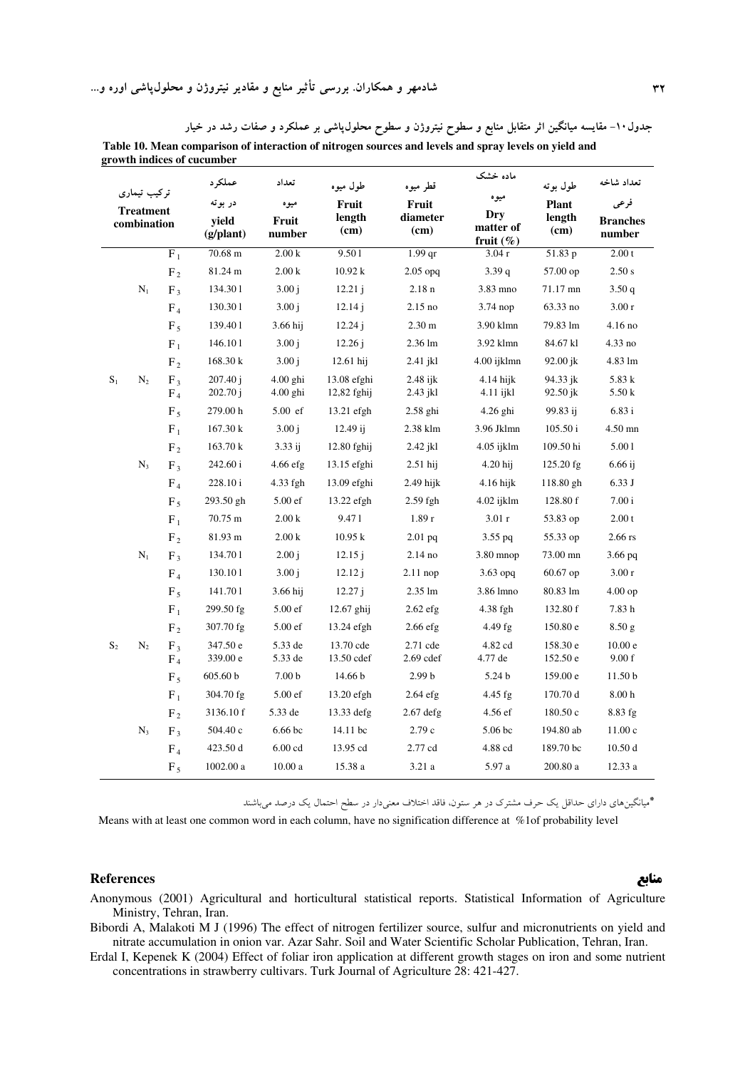جدول۱۰- مقایسه میانگین اثر متقابل منابع و سطوح نیتروژن و سطوح محلول‌پاشی بر عملکرد و صفات رشد در خیار

**Table 10. Mean comparison of interaction of nitrogen sources and levels and spray levels on yield and growth indices of cucumber**

| ترکیب تیماری Treatment combination | | | عملکرد در بوته yield (g/plant) | تعداد میوه Fruit number | طول میوه Fruit length (cm) | قطر میوه Fruit diameter (cm) | ماده خشک میوه Dry matter of fruit (%) | طول بوته Plant length (cm) | تعداد شاخه فرعی Branches number |
|---|---|---|---|---|---|---|---|---|---|
| $S_1$ | $N_1$ | $F_1$ | 70.68 m | 2.00 k | 9.50 l | 1.99 qr | 3.04 r | 51.83 p | 2.00 t |
| | | $F_2$ | 81.24 m | 2.00 k | 10.92 k | 2.05 opq | 3.39 q | 57.00 op | 2.50 s |
| | | $F_3$ | 134.30 l | 3.00 j | 12.21 j | 2.18 n | 3.83 mno | 71.17 mn | 3.50 q |
| | | $F_4$ | 130.30 l | 3.00 j | 12.14 j | 2.15 no | 3.74 nop | 63.33 no | 3.00 r |
| | | $F_5$ | 139.40 l | 3.66 hij | 12.24 j | 2.30 m | 3.90 klmn | 79.83 lm | 4.16 no |
| | $N_2$ | $F_1$ | 146.10 l | 3.00 j | 12.26 j | 2.36 lm | 3.92 klmn | 84.67 kl | 4.33 no |
| | | $F_2$ | 168.30 k | 3.00 j | 12.61 hij | 2.41 jkl | 4.00 ijklmn | 92.00 jk | 4.83 lm |
| | | $F_3$ | 207.40 j | 4.00 ghi | 13.08 efghi | 2.48 ijk | 4.14 hijk | 94.33 jk | 5.83 k |
| | | $F_4$ | 202.70 j | 4.00 ghi | 12,82 fghij | 2.43 jkl | 4.11 ijkl | 92.50 jk | 5.50 k |
| | | $F_5$ | 279.00 h | 5.00 ef | 13.21 efgh | 2.58 ghi | 4.26 ghi | 99.83 ij | 6.83 i |
| | $N_3$ | $F_1$ | 167.30 k | 3.00 j | 12.49 ij | 2.38 klm | 3.96 Jklmn | 105.50 i | 4.50 mn |
| | | $F_2$ | 163.70 k | 3.33 ij | 12.80 fghij | 2.42 jkl | 4.05 ijklm | 109.50 hi | 5.00 l |
| | | $F_3$ | 242.60 i | 4.66 efg | 13.15 efghi | 2.51 hij | 4.20 hij | 125.20 fg | 6.66 ij |
| | | $F_4$ | 228.10 i | 4.33 fgh | 13.09 efghi | 2.49 hijk | 4.16 hijk | 118.80 gh | 6.33 J |
| | | $F_5$ | 293.50 gh | 5.00 ef | 13.22 efgh | 2.59 fgh | 4.02 ijklm | 128.80 f | 7.00 i |
| $S_2$ | $N_1$ | $F_1$ | 70.75 m | 2.00 k | 9.47 l | 1.89 r | 3.01 r | 53.83 op | 2.00 t |
| | | $F_2$ | 81.93 m | 2.00 k | 10.95 k | 2.01 pq | 3.55 pq | 55.33 op | 2.66 rs |
| | | $F_3$ | 134.70 l | 2.00 j | 12.15 j | 2.14 no | 3.80 mnop | 73.00 mn | 3.66 pq |
| | | $F_4$ | 130.10 l | 3.00 j | 12.12 j | 2.11 nop | 3.63 opq | 60.67 op | 3.00 r |
| | | $F_5$ | 141.70 l | 3.66 hij | 12.27 j | 2.35 lm | 3.86 lmno | 80.83 lm | 4.00 op |
| | $N_2$ | $F_1$ | 299.50 fg | 5.00 ef | 12.67 ghij | 2.62 efg | 4.38 fgh | 132.80 f | 7.83 h |
| | | $F_2$ | 307.70 fg | 5.00 ef | 13.24 efgh | 2.66 efg | 4.49 fg | 150.80 e | 8.50 g |
| | | $F_3$ | 347.50 e | 5.33 de | 13.70 cde | 2.71 cde | 4.82 cd | 158.30 e | 10.00 e |
| | | $F_4$ | 339.00 e | 5.33 de | 13.50 cdef | 2.69 cdef | 4.77 de | 152.50 e | 9.00 f |
| | | $F_5$ | 605.60 b | 7.00 b | 14.66 b | 2.99 b | 5.24 b | 159.00 e | 11.50 b |
| | $N_3$ | $F_1$ | 304.70 fg | 5.00 ef | 13.20 efgh | 2.64 efg | 4.45 fg | 170.70 d | 8.00 h |
| | | $F_2$ | 3136.10 f | 5.33 de | 13.33 defg | 2.67 defg | 4.56 ef | 180.50 c | 8.83 fg |
| | | $F_3$ | 504.40 c | 6.66 bc | 14.11 bc | 2.79 c | 5.06 bc | 194.80 ab | 11.00 c |
| | | $F_4$ | 423.50 d | 6.00 cd | 13.95 cd | 2.77 cd | 4.88 cd | 189.70 bc | 10.50 d |
| | | $F_5$ | 1002.00 a | 10.00 a | 15.38 a | 3.21 a | 5.97 a | 200.80 a | 12.33 a |

*میانگین‌های دارای حداقل یک حرف مشترک در هر ستون، فاقد اختلاف معنی‌دار در سطح احتمال یک درصد می‌باشند

Means with at least one common word in each column, have no signification difference at %1of probability level

## References منابع

Anonymous (2001) Agricultural and horticultural statistical reports. Statistical Information of Agriculture Ministry, Tehran, Iran.

Bibordi A, Malakoti M J (1996) The effect of nitrogen fertilizer source, sulfur and micronutrients on yield and nitrate accumulation in onion var. Azar Sahr. Soil and Water Scientific Scholar Publication, Tehran, Iran.

Erdal I, Kepenek K (2004) Effect of foliar iron application at different growth stages on iron and some nutrient concentrations in strawberry cultivars. Turk Journal of Agriculture 28: 421-427.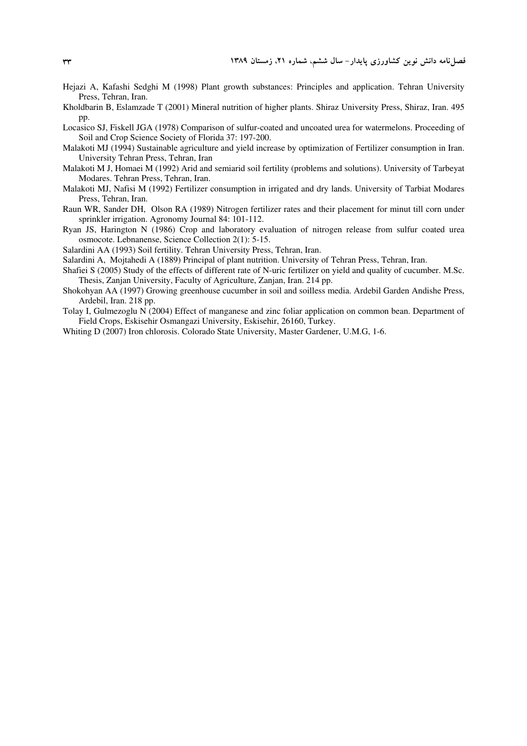Hejazi A, Kafashi Sedghi M (1998) Plant growth substances: Principles and application. Tehran University Press, Tehran, Iran.

Kholdbarin B, Eslamzade T (2001) Mineral nutrition of higher plants. Shiraz University Press, Shiraz, Iran. 495 pp.

Locasico SJ, Fiskell JGA (1978) Comparison of sulfur-coated and uncoated urea for watermelons. Proceeding of Soil and Crop Science Society of Florida 37: 197-200.

Malakoti MJ (1994) Sustainable agriculture and yield increase by optimization of Fertilizer consumption in Iran. University Tehran Press, Tehran, Iran

Malakoti M J, Homaei M (1992) Arid and semiarid soil fertility (problems and solutions). University of Tarbeyat Modares. Tehran Press, Tehran, Iran.

Malakoti MJ, Nafisi M (1992) Fertilizer consumption in irrigated and dry lands. University of Tarbiat Modares Press, Tehran, Iran.

Raun WR, Sander DH, Olson RA (1989) Nitrogen fertilizer rates and their placement for minut till corn under sprinkler irrigation. Agronomy Journal 84: 101-112.

Ryan JS, Harington N (1986) Crop and laboratory evaluation of nitrogen release from sulfur coated urea osmocote. Lebnanense, Science Collection 2(1): 5-15.

Salardini AA (1993) Soil fertility. Tehran University Press, Tehran, Iran.

Salardini A, Mojtahedi A (1889) Principal of plant nutrition. University of Tehran Press, Tehran, Iran.

Shafiei S (2005) Study of the effects of different rate of N-uric fertilizer on yield and quality of cucumber. M.Sc. Thesis, Zanjan University, Faculty of Agriculture, Zanjan, Iran. 214 pp.

Shokohyan AA (1997) Growing greenhouse cucumber in soil and soilless media. Ardebil Garden Andishe Press, Ardebil, Iran. 218 pp.

Tolay I, Gulmezoglu N (2004) Effect of manganese and zinc foliar application on common bean. Department of Field Crops, Eskisehir Osmangazi University, Eskisehir, 26160, Turkey.

Whiting D (2007) Iron chlorosis. Colorado State University, Master Gardener, U.M.G, 1-6.